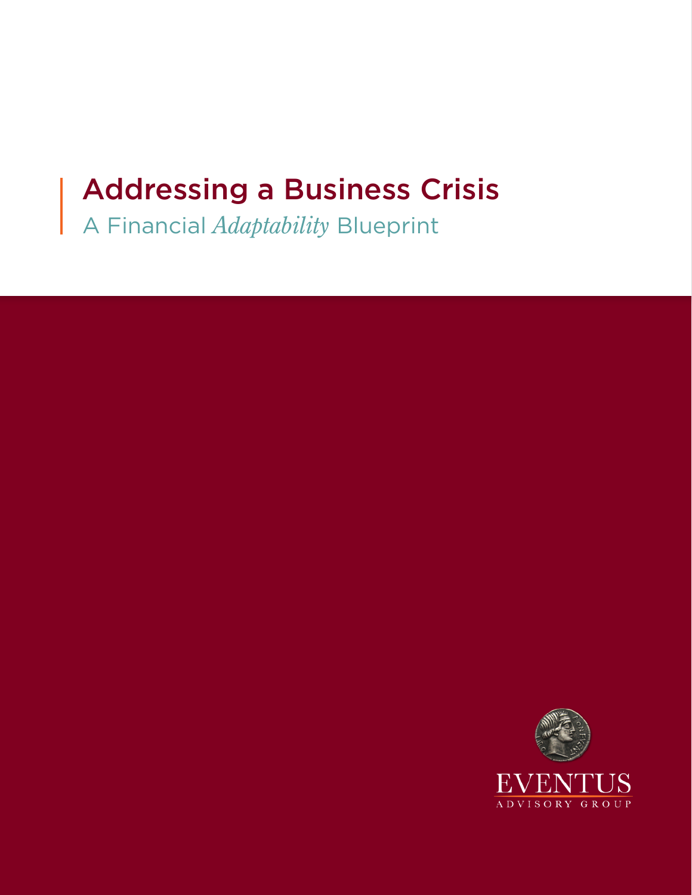# Addressing a Business Crisis

## A Financial *Adaptability* Blueprint

EVENTUS

ADVISORY GROUP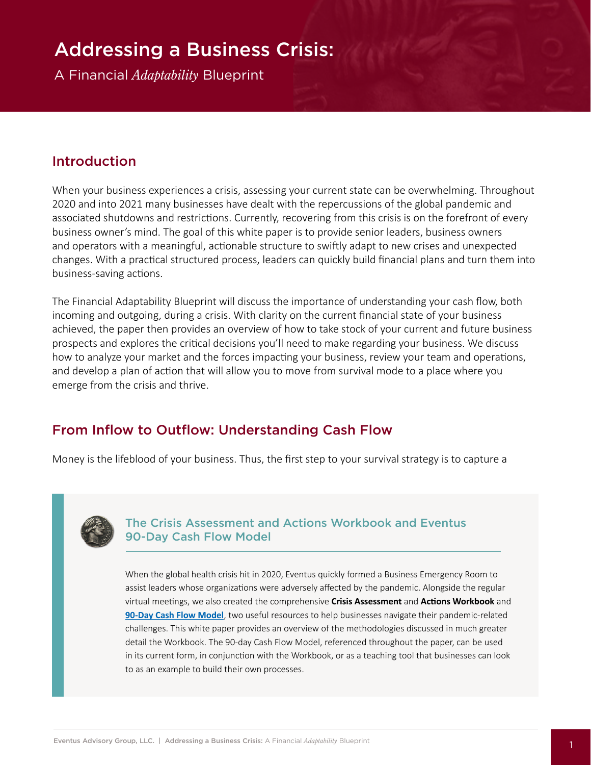# Addressing a Business Crisis:

A Financial *Adaptability* Blueprint

## Introduction

When your business experiences a crisis, assessing your current state can be overwhelming. Throughout 2020 and into 2021 many businesses have dealt with the repercussions of the global pandemic and associated shutdowns and restrictions. Currently, recovering from this crisis is on the forefront of every business owner's mind. The goal of this white paper is to provide senior leaders, business owners and operators with a meaningful, actionable structure to swiftly adapt to new crises and unexpected changes. With a practical structured process, leaders can quickly build financial plans and turn them into business-saving actions.

The Financial Adaptability Blueprint will discuss the importance of understanding your cash flow, both incoming and outgoing, during a crisis. With clarity on the current financial state of your business achieved, the paper then provides an overview of how to take stock of your current and future business prospects and explores the critical decisions you'll need to make regarding your business. We discuss how to analyze your market and the forces impacting your business, review your team and operations, and develop a plan of action that will allow you to move from survival mode to a place where you emerge from the crisis and thrive.

## From Inflow to Outflow: Understanding Cash Flow

Money is the lifeblood of your business. Thus, the first step to your survival strategy is to capture a

### The Crisis Assessment and Actions Workbook and Eventus 90-Day Cash Flow Model

When the global health crisis hit in 2020, Eventus quickly formed a Business Emergency Room to assist leaders whose organizations were adversely affected by the pandemic. Alongside the regular virtual meetings, we also created the comprehensive **Crisis Assessment** and **Actions Workbook** and **90-Day Cash Flow Model**, two useful resources to help businesses navigate their pandemic-related challenges. This white paper provides an overview of the methodologies discussed in much greater detail the Workbook. The 90-day Cash Flow Model, referenced throughout the paper, can be used in its current form, in conjunction with the Workbook, or as a teaching tool that businesses can look to as an example to build their own processes.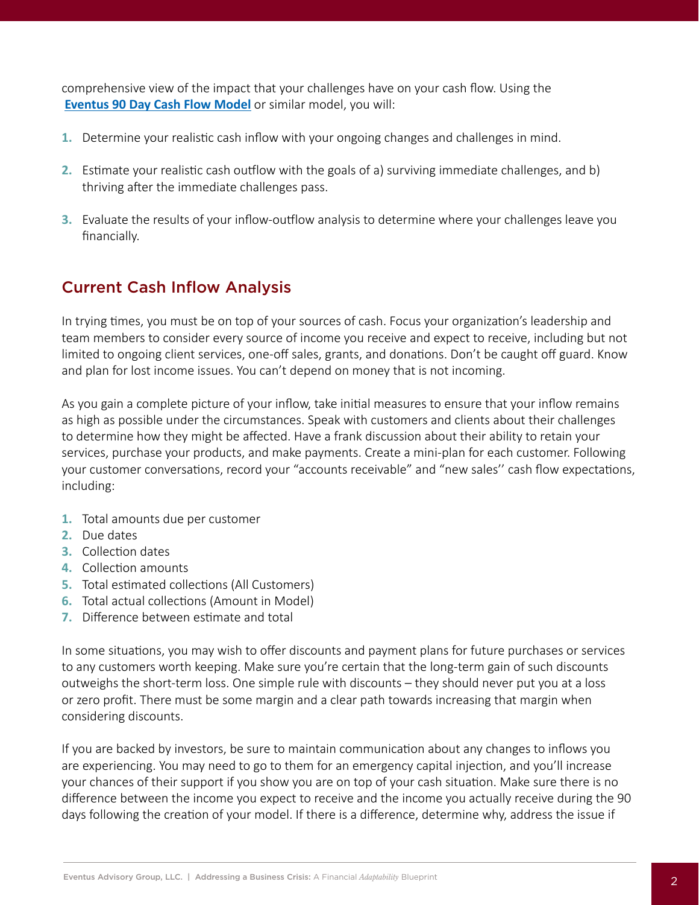comprehensive view of the impact that your challenges have on your cash flow. Using the **Eventus 90 Day Cash Flow Model** or similar model, you will:

1. Determine your realistic cash inflow with your ongoing changes and challenges in mind.
2. Estimate your realistic cash outflow with the goals of a) surviving immediate challenges, and b) thriving after the immediate challenges pass.
3. Evaluate the results of your inflow-outflow analysis to determine where your challenges leave you financially.

## Current Cash Inflow Analysis

In trying times, you must be on top of your sources of cash. Focus your organization's leadership and team members to consider every source of income you receive and expect to receive, including but not limited to ongoing client services, one-off sales, grants, and donations. Don't be caught off guard. Know and plan for lost income issues. You can't depend on money that is not incoming.

As you gain a complete picture of your inflow, take initial measures to ensure that your inflow remains as high as possible under the circumstances. Speak with customers and clients about their challenges to determine how they might be affected. Have a frank discussion about their ability to retain your services, purchase your products, and make payments. Create a mini-plan for each customer. Following your customer conversations, record your "accounts receivable" and "new sales'' cash flow expectations, including:

1. Total amounts due per customer
2. Due dates
3. Collection dates
4. Collection amounts
5. Total estimated collections (All Customers)
6. Total actual collections (Amount in Model)
7. Difference between estimate and total

In some situations, you may wish to offer discounts and payment plans for future purchases or services to any customers worth keeping. Make sure you're certain that the long-term gain of such discounts outweighs the short-term loss. One simple rule with discounts – they should never put you at a loss or zero profit. There must be some margin and a clear path towards increasing that margin when considering discounts.

If you are backed by investors, be sure to maintain communication about any changes to inflows you are experiencing. You may need to go to them for an emergency capital injection, and you'll increase your chances of their support if you show you are on top of your cash situation. Make sure there is no difference between the income you expect to receive and the income you actually receive during the 90 days following the creation of your model. If there is a difference, determine why, address the issue if